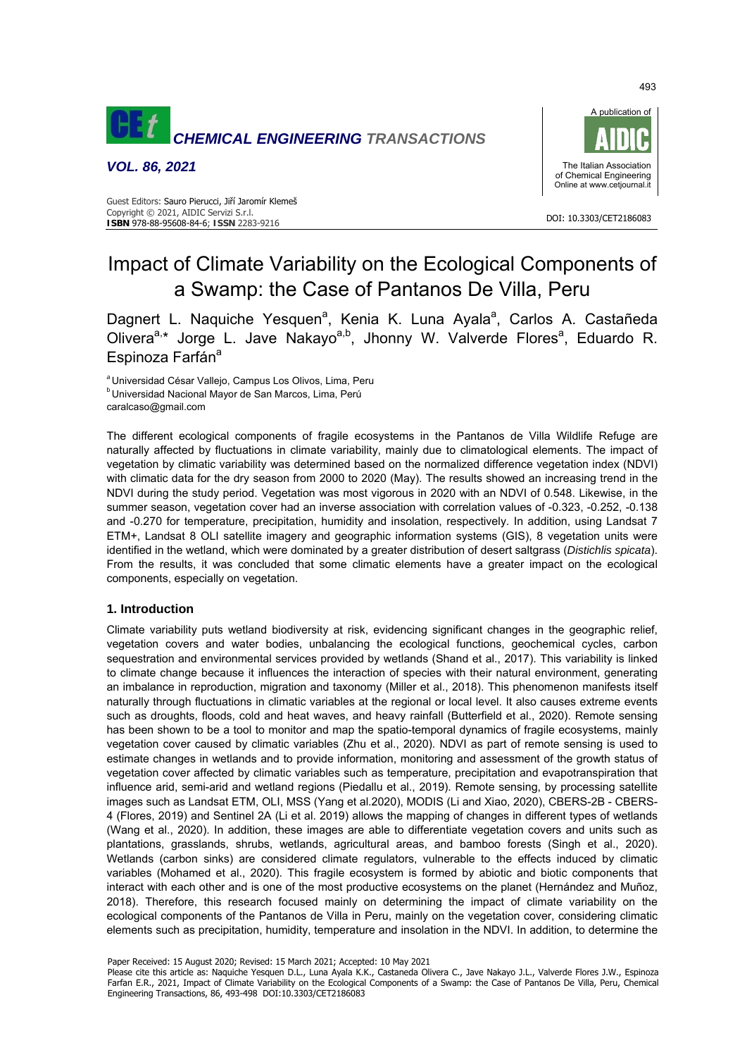# Impact of Climate Variability on the Ecological Components of a Swamp: the Case of Pantanos De Villa, Peru

Dagnert L. Naquiche Yesquen[a], Kenia K. Luna Ayala[a], Carlos A. Castañeda Olivera[a,*] Jorge L. Jave Nakayo[a,b], Jhonny W. Valverde Flores[a], Eduardo R. Espinoza Farfán[a]

[a] Universidad César Vallejo, Campus Los Olivos, Lima, Peru
[b] Universidad Nacional Mayor de San Marcos, Lima, Perú
caralcaso@gmail.com

The different ecological components of fragile ecosystems in the Pantanos de Villa Wildlife Refuge are naturally affected by fluctuations in climate variability, mainly due to climatological elements. The impact of vegetation by climatic variability was determined based on the normalized difference vegetation index (NDVI) with climatic data for the dry season from 2000 to 2020 (May). The results showed an increasing trend in the NDVI during the study period. Vegetation was most vigorous in 2020 with an NDVI of 0.548. Likewise, in the summer season, vegetation cover had an inverse association with correlation values of -0.323, -0.252, -0.138 and -0.270 for temperature, precipitation, humidity and insolation, respectively. In addition, using Landsat 7 ETM+, Landsat 8 OLI satellite imagery and geographic information systems (GIS), 8 vegetation units were identified in the wetland, which were dominated by a greater distribution of desert saltgrass (*Distichlis spicata*). From the results, it was concluded that some climatic elements have a greater impact on the ecological components, especially on vegetation.

## 1. Introduction

Climate variability puts wetland biodiversity at risk, evidencing significant changes in the geographic relief, vegetation covers and water bodies, unbalancing the ecological functions, geochemical cycles, carbon sequestration and environmental services provided by wetlands (Shand et al., 2017). This variability is linked to climate change because it influences the interaction of species with their natural environment, generating an imbalance in reproduction, migration and taxonomy (Miller et al., 2018). This phenomenon manifests itself naturally through fluctuations in climatic variables at the regional or local level. It also causes extreme events such as droughts, floods, cold and heat waves, and heavy rainfall (Butterfield et al., 2020). Remote sensing has been shown to be a tool to monitor and map the spatio-temporal dynamics of fragile ecosystems, mainly vegetation cover caused by climatic variables (Zhu et al., 2020). NDVI as part of remote sensing is used to estimate changes in wetlands and to provide information, monitoring and assessment of the growth status of vegetation cover affected by climatic variables such as temperature, precipitation and evapotranspiration that influence arid, semi-arid and wetland regions (Piedallu et al., 2019). Remote sensing, by processing satellite images such as Landsat ETM, OLI, MSS (Yang et al.2020), MODIS (Li and Xiao, 2020), CBERS-2B - CBERS-4 (Flores, 2019) and Sentinel 2A (Li et al. 2019) allows the mapping of changes in different types of wetlands (Wang et al., 2020). In addition, these images are able to differentiate vegetation covers and units such as plantations, grasslands, shrubs, wetlands, agricultural areas, and bamboo forests (Singh et al., 2020). Wetlands (carbon sinks) are considered climate regulators, vulnerable to the effects induced by climatic variables (Mohamed et al., 2020). This fragile ecosystem is formed by abiotic and biotic components that interact with each other and is one of the most productive ecosystems on the planet (Hernández and Muñoz, 2018). Therefore, this research focused mainly on determining the impact of climate variability on the ecological components of the Pantanos de Villa in Peru, mainly on the vegetation cover, considering climatic elements such as precipitation, humidity, temperature and insolation in the NDVI. In addition, to determine the

Paper Received: 15 August 2020; Revised: 15 March 2021; Accepted: 10 May 2021

Please cite this article as: Naquiche Yesquen D.L., Luna Ayala K.K., Castaneda Olivera C., Jave Nakayo J.L., Valverde Flores J.W., Espinoza Farfan E.R., 2021, Impact of Climate Variability on the Ecological Components of a Swamp: the Case of Pantanos De Villa, Peru, Chemical Engineering Transactions, 86, 493-498 DOI:10.3303/CET2186083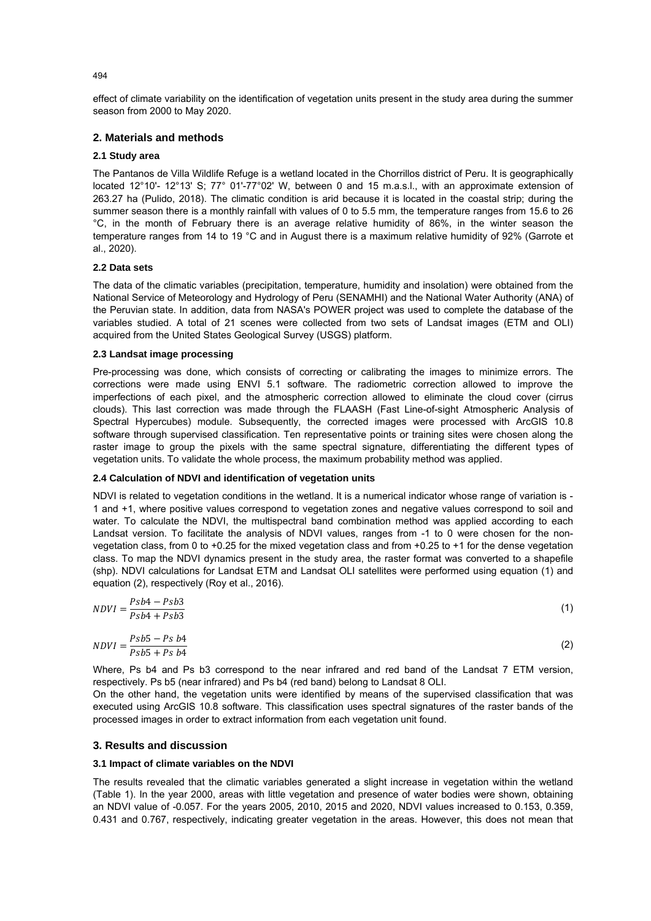effect of climate variability on the identification of vegetation units present in the study area during the summer season from 2000 to May 2020.

## 2. Materials and methods

### 2.1 Study area

The Pantanos de Villa Wildlife Refuge is a wetland located in the Chorrillos district of Peru. It is geographically located 12°10'- 12°13' S; 77° 01'-77°02' W, between 0 and 15 m.a.s.l., with an approximate extension of 263.27 ha (Pulido, 2018). The climatic condition is arid because it is located in the coastal strip; during the summer season there is a monthly rainfall with values of 0 to 5.5 mm, the temperature ranges from 15.6 to 26 °C, in the month of February there is an average relative humidity of 86%, in the winter season the temperature ranges from 14 to 19 °C and in August there is a maximum relative humidity of 92% (Garrote et al., 2020).

### 2.2 Data sets

The data of the climatic variables (precipitation, temperature, humidity and insolation) were obtained from the National Service of Meteorology and Hydrology of Peru (SENAMHI) and the National Water Authority (ANA) of the Peruvian state. In addition, data from NASA's POWER project was used to complete the database of the variables studied. A total of 21 scenes were collected from two sets of Landsat images (ETM and OLI) acquired from the United States Geological Survey (USGS) platform.

### 2.3 Landsat image processing

Pre-processing was done, which consists of correcting or calibrating the images to minimize errors. The corrections were made using ENVI 5.1 software. The radiometric correction allowed to improve the imperfections of each pixel, and the atmospheric correction allowed to eliminate the cloud cover (cirrus clouds). This last correction was made through the FLAASH (Fast Line-of-sight Atmospheric Analysis of Spectral Hypercubes) module. Subsequently, the corrected images were processed with ArcGIS 10.8 software through supervised classification. Ten representative points or training sites were chosen along the raster image to group the pixels with the same spectral signature, differentiating the different types of vegetation units. To validate the whole process, the maximum probability method was applied.

### 2.4 Calculation of NDVI and identification of vegetation units

NDVI is related to vegetation conditions in the wetland. It is a numerical indicator whose range of variation is -1 and +1, where positive values correspond to vegetation zones and negative values correspond to soil and water. To calculate the NDVI, the multispectral band combination method was applied according to each Landsat version. To facilitate the analysis of NDVI values, ranges from -1 to 0 were chosen for the non-vegetation class, from 0 to +0.25 for the mixed vegetation class and from +0.25 to +1 for the dense vegetation class. To map the NDVI dynamics present in the study area, the raster format was converted to a shapefile (shp). NDVI calculations for Landsat ETM and Landsat OLI satellites were performed using equation (1) and equation (2), respectively (Roy et al., 2016).

$$NDVI = \frac{Psb4 - Psb3}{Psb4 + Psb3} \tag{1}$$

$$NDVI = \frac{Psb5 - Ps\ b4}{Psb5 + Ps\ b4} \tag{2}$$

Where, Ps b4 and Ps b3 correspond to the near infrared and red band of the Landsat 7 ETM version, respectively. Ps b5 (near infrared) and Ps b4 (red band) belong to Landsat 8 OLI.

On the other hand, the vegetation units were identified by means of the supervised classification that was executed using ArcGIS 10.8 software. This classification uses spectral signatures of the raster bands of the processed images in order to extract information from each vegetation unit found.

## 3. Results and discussion

### 3.1 Impact of climate variables on the NDVI

The results revealed that the climatic variables generated a slight increase in vegetation within the wetland (Table 1). In the year 2000, areas with little vegetation and presence of water bodies were shown, obtaining an NDVI value of -0.057. For the years 2005, 2010, 2015 and 2020, NDVI values increased to 0.153, 0.359, 0.431 and 0.767, respectively, indicating greater vegetation in the areas. However, this does not mean that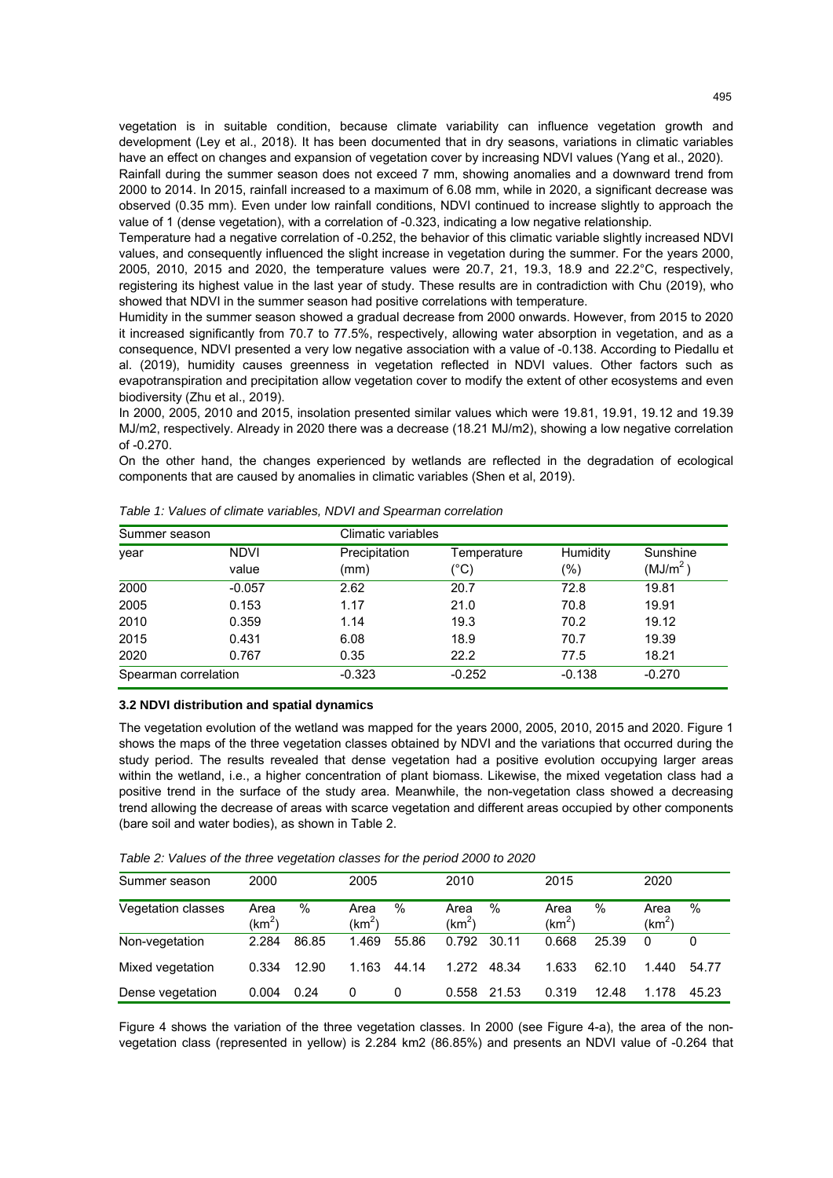vegetation is in suitable condition, because climate variability can influence vegetation growth and development (Ley et al., 2018). It has been documented that in dry seasons, variations in climatic variables have an effect on changes and expansion of vegetation cover by increasing NDVI values (Yang et al., 2020).

Rainfall during the summer season does not exceed 7 mm, showing anomalies and a downward trend from 2000 to 2014. In 2015, rainfall increased to a maximum of 6.08 mm, while in 2020, a significant decrease was observed (0.35 mm). Even under low rainfall conditions, NDVI continued to increase slightly to approach the value of 1 (dense vegetation), with a correlation of -0.323, indicating a low negative relationship.

Temperature had a negative correlation of -0.252, the behavior of this climatic variable slightly increased NDVI values, and consequently influenced the slight increase in vegetation during the summer. For the years 2000, 2005, 2010, 2015 and 2020, the temperature values were 20.7, 21, 19.3, 18.9 and 22.2°C, respectively, registering its highest value in the last year of study. These results are in contradiction with Chu (2019), who showed that NDVI in the summer season had positive correlations with temperature.

Humidity in the summer season showed a gradual decrease from 2000 onwards. However, from 2015 to 2020 it increased significantly from 70.7 to 77.5%, respectively, allowing water absorption in vegetation, and as a consequence, NDVI presented a very low negative association with a value of -0.138. According to Piedallu et al. (2019), humidity causes greenness in vegetation reflected in NDVI values. Other factors such as evapotranspiration and precipitation allow vegetation cover to modify the extent of other ecosystems and even biodiversity (Zhu et al., 2019).

In 2000, 2005, 2010 and 2015, insolation presented similar values which were 19.81, 19.91, 19.12 and 19.39 MJ/m2, respectively. Already in 2020 there was a decrease (18.21 MJ/m2), showing a low negative correlation of -0.270.

On the other hand, the changes experienced by wetlands are reflected in the degradation of ecological components that are caused by anomalies in climatic variables (Shen et al, 2019).

*Table 1: Values of climate variables, NDVI and Spearman correlation*

| Summer season | | Climatic variables | | | |
|---|---|---|---|---|---|
| year | NDVI value | Precipitation (mm) | Temperature (°C) | Humidity (%) | Sunshine ($MJ/m^2$) |
| 2000 | -0.057 | 2.62 | 20.7 | 72.8 | 19.81 |
| 2005 | 0.153 | 1.17 | 21.0 | 70.8 | 19.91 |
| 2010 | 0.359 | 1.14 | 19.3 | 70.2 | 19.12 |
| 2015 | 0.431 | 6.08 | 18.9 | 70.7 | 19.39 |
| 2020 | 0.767 | 0.35 | 22.2 | 77.5 | 18.21 |
| Spearman correlation | | -0.323 | -0.252 | -0.138 | -0.270 |

### 3.2 NDVI distribution and spatial dynamics

The vegetation evolution of the wetland was mapped for the years 2000, 2005, 2010, 2015 and 2020. Figure 1 shows the maps of the three vegetation classes obtained by NDVI and the variations that occurred during the study period. The results revealed that dense vegetation had a positive evolution occupying larger areas within the wetland, i.e., a higher concentration of plant biomass. Likewise, the mixed vegetation class had a positive trend in the surface of the study area. Meanwhile, the non-vegetation class showed a decreasing trend allowing the decrease of areas with scarce vegetation and different areas occupied by other components (bare soil and water bodies), as shown in Table 2.

*Table 2: Values of the three vegetation classes for the period 2000 to 2020*

| Summer season | 2000 | | 2005 | | 2010 | | 2015 | | 2020 | |
|---|---|---|---|---|---|---|---|---|---|---|
| Vegetation classes | Area ($km^2$) | % | Area ($km^2$) | % | Area ($km^2$) | % | Area ($km^2$) | % | Area ($km^2$) | % |
| Non-vegetation | 2.284 | 86.85 | 1.469 | 55.86 | 0.792 | 30.11 | 0.668 | 25.39 | 0 | 0 |
| Mixed vegetation | 0.334 | 12.90 | 1.163 | 44.14 | 1.272 | 48.34 | 1.633 | 62.10 | 1.440 | 54.77 |
| Dense vegetation | 0.004 | 0.24 | 0 | 0 | 0.558 | 21.53 | 0.319 | 12.48 | 1.178 | 45.23 |

Figure 4 shows the variation of the three vegetation classes. In 2000 (see Figure 4-a), the area of the non-vegetation class (represented in yellow) is 2.284 km2 (86.85%) and presents an NDVI value of -0.264 that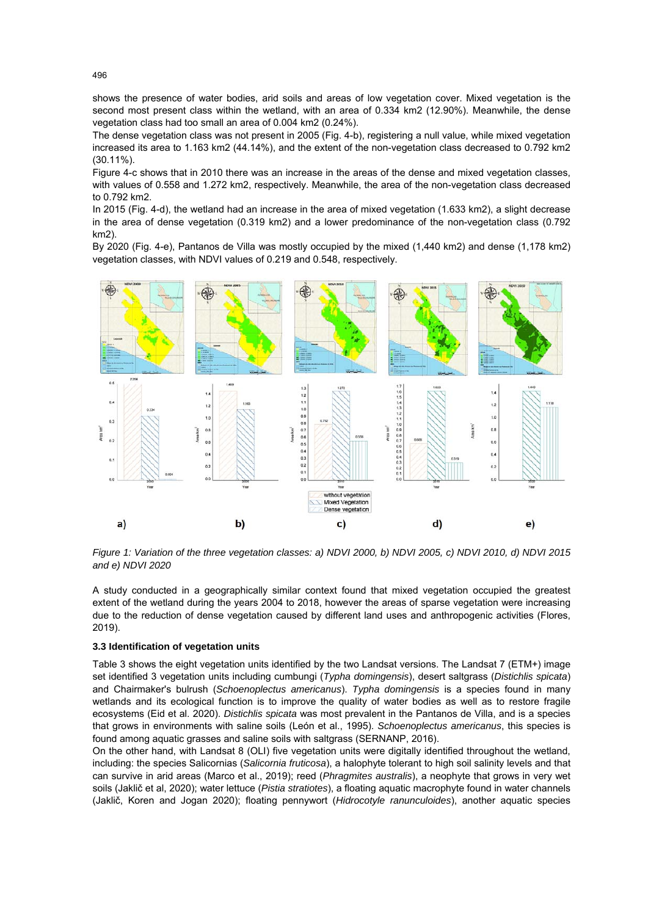shows the presence of water bodies, arid soils and areas of low vegetation cover. Mixed vegetation is the second most present class within the wetland, with an area of 0.334 km2 (12.90%). Meanwhile, the dense vegetation class had too small an area of 0.004 km2 (0.24%).

The dense vegetation class was not present in 2005 (Fig. 4-b), registering a null value, while mixed vegetation increased its area to 1.163 km2 (44.14%), and the extent of the non-vegetation class decreased to 0.792 km2 (30.11%).

Figure 4-c shows that in 2010 there was an increase in the areas of the dense and mixed vegetation classes, with values of 0.558 and 1.272 km2, respectively. Meanwhile, the area of the non-vegetation class decreased to 0.792 km2.

In 2015 (Fig. 4-d), the wetland had an increase in the area of mixed vegetation (1.633 km2), a slight decrease in the area of dense vegetation (0.319 km2) and a lower predominance of the non-vegetation class (0.792 km2).

By 2020 (Fig. 4-e), Pantanos de Villa was mostly occupied by the mixed (1,440 km2) and dense (1,178 km2) vegetation classes, with NDVI values of 0.219 and 0.548, respectively.

*Figure 1: Variation of the three vegetation classes: a) NDVI 2000, b) NDVI 2005, c) NDVI 2010, d) NDVI 2015 and e) NDVI 2020*

A study conducted in a geographically similar context found that mixed vegetation occupied the greatest extent of the wetland during the years 2004 to 2018, however the areas of sparse vegetation were increasing due to the reduction of dense vegetation caused by different land uses and anthropogenic activities (Flores, 2019).

### 3.3 Identification of vegetation units

Table 3 shows the eight vegetation units identified by the two Landsat versions. The Landsat 7 (ETM+) image set identified 3 vegetation units including cumbungi (*Typha domingensis*), desert saltgrass (*Distichlis spicata*) and Chairmaker's bulrush (*Schoenoplectus americanus*). *Typha domingensis* is a species found in many wetlands and its ecological function is to improve the quality of water bodies as well as to restore fragile ecosystems (Eid et al. 2020). *Distichlis spicata* was most prevalent in the Pantanos de Villa, and is a species that grows in environments with saline soils (León et al., 1995). *Schoenoplectus americanus*, this species is found among aquatic grasses and saline soils with saltgrass (SERNANP, 2016).

On the other hand, with Landsat 8 (OLI) five vegetation units were digitally identified throughout the wetland, including: the species Salicornias (*Salicornia fruticosa*), a halophyte tolerant to high soil salinity levels and that can survive in arid areas (Marco et al., 2019); reed (*Phragmites australis*), a neophyte that grows in very wet soils (Jaklič et al, 2020); water lettuce (*Pistia stratiotes*), a floating aquatic macrophyte found in water channels (Jaklič, Koren and Jogan 2020); floating pennywort (*Hidrocotyle ranunculoides*), another aquatic species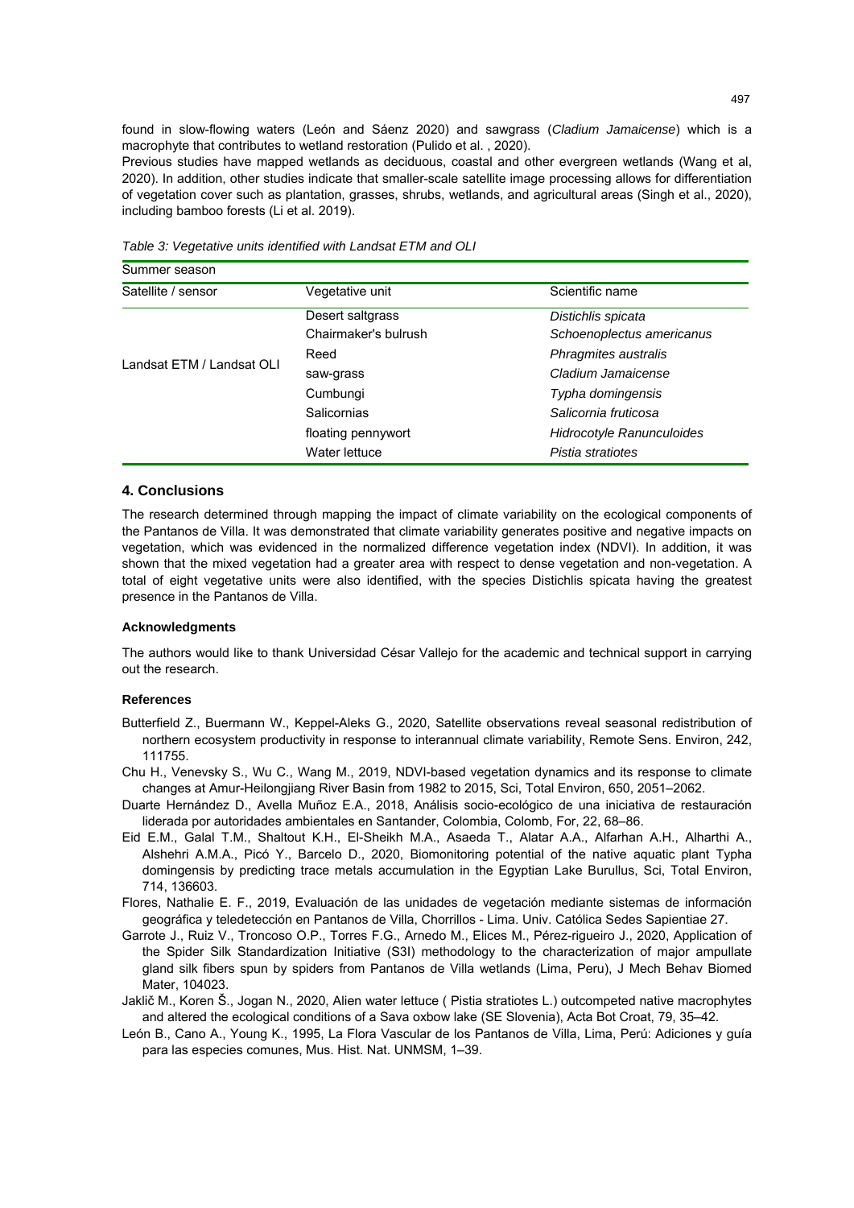found in slow-flowing waters (León and Sáenz 2020) and sawgrass (*Cladium Jamaicense*) which is a macrophyte that contributes to wetland restoration (Pulido et al. , 2020).

Previous studies have mapped wetlands as deciduous, coastal and other evergreen wetlands (Wang et al, 2020). In addition, other studies indicate that smaller-scale satellite image processing allows for differentiation of vegetation cover such as plantation, grasses, shrubs, wetlands, and agricultural areas (Singh et al., 2020), including bamboo forests (Li et al. 2019).

*Table 3: Vegetative units identified with Landsat ETM and OLI*

| Summer season | | |
|---|---|---|
| Satellite / sensor | Vegetative unit | Scientific name |
| Landsat ETM / Landsat OLI | Desert saltgrass | *Distichlis spicata* |
| | Chairmaker's bulrush | *Schoenoplectus americanus* |
| | Reed | *Phragmites australis* |
| | saw-grass | *Cladium Jamaicense* |
| | Cumbungi | *Typha domingensis* |
| | Salicornias | *Salicornia fruticosa* |
| | floating pennywort | *Hidrocotyle Ranunculoides* |
| | Water lettuce | *Pistia stratiotes* |

## 4. Conclusions

The research determined through mapping the impact of climate variability on the ecological components of the Pantanos de Villa. It was demonstrated that climate variability generates positive and negative impacts on vegetation, which was evidenced in the normalized difference vegetation index (NDVI). In addition, it was shown that the mixed vegetation had a greater area with respect to dense vegetation and non-vegetation. A total of eight vegetative units were also identified, with the species Distichlis spicata having the greatest presence in the Pantanos de Villa.

### Acknowledgments

The authors would like to thank Universidad César Vallejo for the academic and technical support in carrying out the research.

### References

Butterfield Z., Buermann W., Keppel-Aleks G., 2020, Satellite observations reveal seasonal redistribution of northern ecosystem productivity in response to interannual climate variability, Remote Sens. Environ, 242, 111755.

Chu H., Venevsky S., Wu C., Wang M., 2019, NDVI-based vegetation dynamics and its response to climate changes at Amur-Heilongjiang River Basin from 1982 to 2015, Sci, Total Environ, 650, 2051–2062.

Duarte Hernández D., Avella Muñoz E.A., 2018, Análisis socio-ecológico de una iniciativa de restauración liderada por autoridades ambientales en Santander, Colombia, Colomb, For, 22, 68–86.

Eid E.M., Galal T.M., Shaltout K.H., El-Sheikh M.A., Asaeda T., Alatar A.A., Alfarhan A.H., Alharthi A., Alshehri A.M.A., Picó Y., Barcelo D., 2020, Biomonitoring potential of the native aquatic plant Typha domingensis by predicting trace metals accumulation in the Egyptian Lake Burullus, Sci, Total Environ, 714, 136603.

Flores, Nathalie E. F., 2019, Evaluación de las unidades de vegetación mediante sistemas de información geográfica y teledetección en Pantanos de Villa, Chorrillos - Lima. Univ. Católica Sedes Sapientiae 27.

Garrote J., Ruiz V., Troncoso O.P., Torres F.G., Arnedo M., Elices M., Pérez-rigueiro J., 2020, Application of the Spider Silk Standardization Initiative (S3I) methodology to the characterization of major ampullate gland silk fibers spun by spiders from Pantanos de Villa wetlands (Lima, Peru), J Mech Behav Biomed Mater, 104023.

Jaklič M., Koren Š., Jogan N., 2020, Alien water lettuce ( Pistia stratiotes L.) outcompeted native macrophytes and altered the ecological conditions of a Sava oxbow lake (SE Slovenia), Acta Bot Croat, 79, 35–42.

León B., Cano A., Young K., 1995, La Flora Vascular de los Pantanos de Villa, Lima, Perú: Adiciones y guía para las especies comunes, Mus. Hist. Nat. UNMSM, 1–39.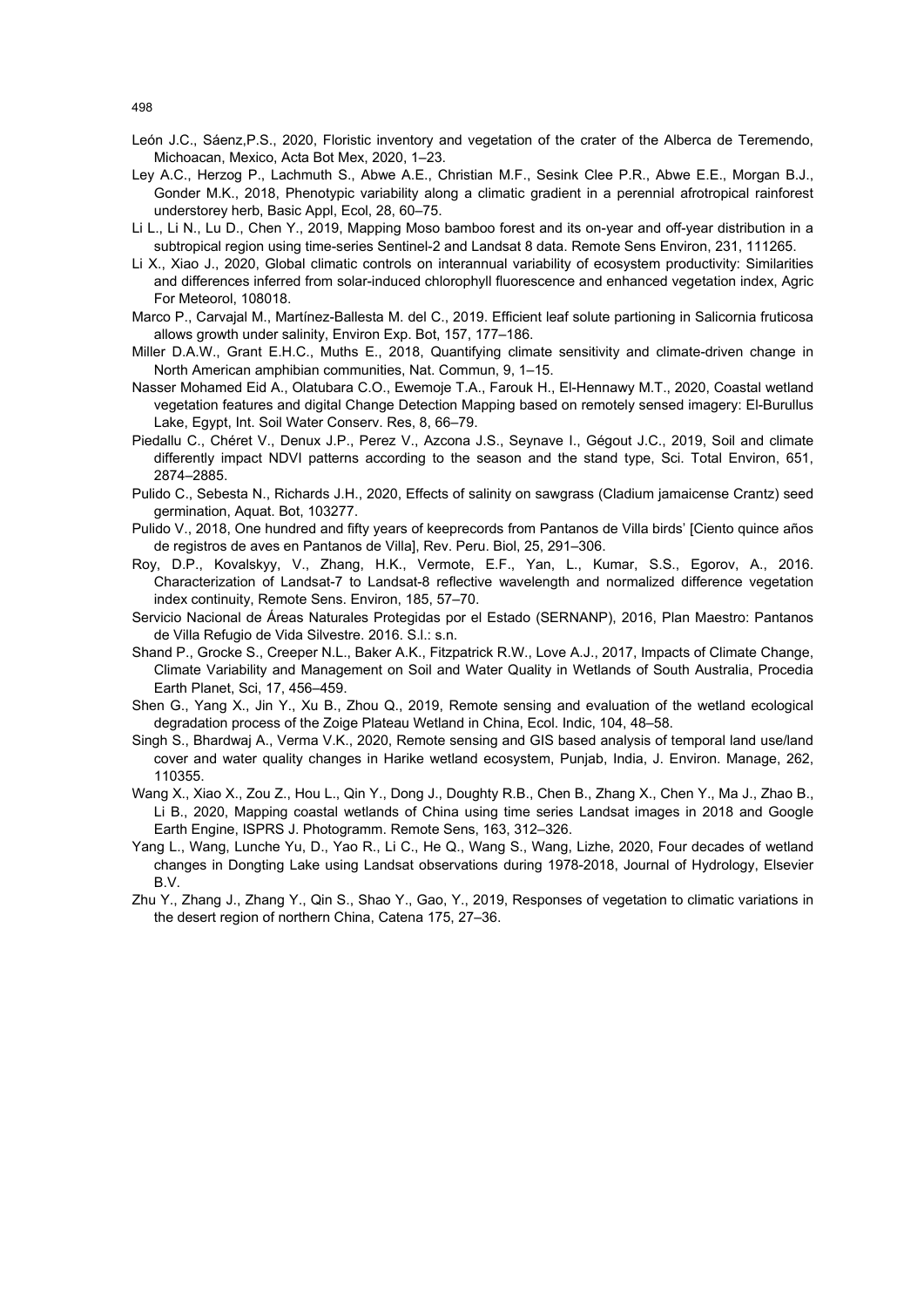León J.C., Sáenz,P.S., 2020, Floristic inventory and vegetation of the crater of the Alberca de Teremendo, Michoacan, Mexico, Acta Bot Mex, 2020, 1–23.

Ley A.C., Herzog P., Lachmuth S., Abwe A.E., Christian M.F., Sesink Clee P.R., Abwe E.E., Morgan B.J., Gonder M.K., 2018, Phenotypic variability along a climatic gradient in a perennial afrotropical rainforest understorey herb, Basic Appl, Ecol, 28, 60–75.

Li L., Li N., Lu D., Chen Y., 2019, Mapping Moso bamboo forest and its on-year and off-year distribution in a subtropical region using time-series Sentinel-2 and Landsat 8 data. Remote Sens Environ, 231, 111265.

Li X., Xiao J., 2020, Global climatic controls on interannual variability of ecosystem productivity: Similarities and differences inferred from solar-induced chlorophyll fluorescence and enhanced vegetation index, Agric For Meteorol, 108018.

Marco P., Carvajal M., Martínez-Ballesta M. del C., 2019. Efficient leaf solute partioning in Salicornia fruticosa allows growth under salinity, Environ Exp. Bot, 157, 177–186.

Miller D.A.W., Grant E.H.C., Muths E., 2018, Quantifying climate sensitivity and climate-driven change in North American amphibian communities, Nat. Commun, 9, 1–15.

Nasser Mohamed Eid A., Olatubara C.O., Ewemoje T.A., Farouk H., El-Hennawy M.T., 2020, Coastal wetland vegetation features and digital Change Detection Mapping based on remotely sensed imagery: El-Burullus Lake, Egypt, Int. Soil Water Conserv. Res, 8, 66–79.

Piedallu C., Chéret V., Denux J.P., Perez V., Azcona J.S., Seynave I., Gégout J.C., 2019, Soil and climate differently impact NDVI patterns according to the season and the stand type, Sci. Total Environ, 651, 2874–2885.

Pulido C., Sebesta N., Richards J.H., 2020, Effects of salinity on sawgrass (Cladium jamaicense Crantz) seed germination, Aquat. Bot, 103277.

Pulido V., 2018, One hundred and fifty years of keeprecords from Pantanos de Villa birds' [Ciento quince años de registros de aves en Pantanos de Villa], Rev. Peru. Biol, 25, 291–306.

Roy, D.P., Kovalskyy, V., Zhang, H.K., Vermote, E.F., Yan, L., Kumar, S.S., Egorov, A., 2016. Characterization of Landsat-7 to Landsat-8 reflective wavelength and normalized difference vegetation index continuity, Remote Sens. Environ, 185, 57–70.

Servicio Nacional de Áreas Naturales Protegidas por el Estado (SERNANP), 2016, Plan Maestro: Pantanos de Villa Refugio de Vida Silvestre. 2016. S.l.: s.n.

Shand P., Grocke S., Creeper N.L., Baker A.K., Fitzpatrick R.W., Love A.J., 2017, Impacts of Climate Change, Climate Variability and Management on Soil and Water Quality in Wetlands of South Australia, Procedia Earth Planet, Sci, 17, 456–459.

Shen G., Yang X., Jin Y., Xu B., Zhou Q., 2019, Remote sensing and evaluation of the wetland ecological degradation process of the Zoige Plateau Wetland in China, Ecol. Indic, 104, 48–58.

Singh S., Bhardwaj A., Verma V.K., 2020, Remote sensing and GIS based analysis of temporal land use/land cover and water quality changes in Harike wetland ecosystem, Punjab, India, J. Environ. Manage, 262, 110355.

Wang X., Xiao X., Zou Z., Hou L., Qin Y., Dong J., Doughty R.B., Chen B., Zhang X., Chen Y., Ma J., Zhao B., Li B., 2020, Mapping coastal wetlands of China using time series Landsat images in 2018 and Google Earth Engine, ISPRS J. Photogramm. Remote Sens, 163, 312–326.

Yang L., Wang, Lunche Yu, D., Yao R., Li C., He Q., Wang S., Wang, Lizhe, 2020, Four decades of wetland changes in Dongting Lake using Landsat observations during 1978-2018, Journal of Hydrology, Elsevier B.V.

Zhu Y., Zhang J., Zhang Y., Qin S., Shao Y., Gao, Y., 2019, Responses of vegetation to climatic variations in the desert region of northern China, Catena 175, 27–36.